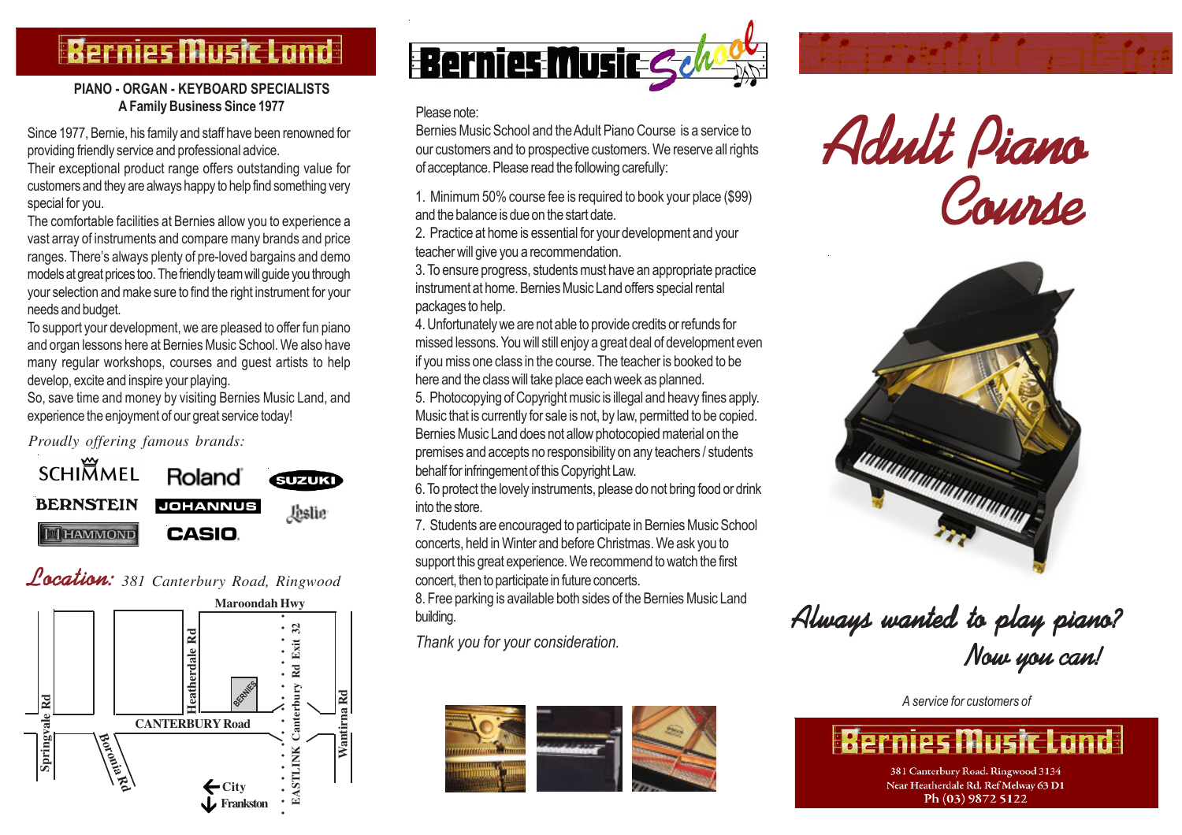# Bernies Music Land

**PIANO - ORGAN - KEYBOARD SPECIALISTS**
**A Family Business Since 1977**

Since 1977, Bernie, his family and staff have been renowned for providing friendly service and professional advice.
Their exceptional product range offers outstanding value for customers and they are always happy to help find something very special for you.
The comfortable facilities at Bernies allow you to experience a vast array of instruments and compare many brands and price ranges. There's always plenty of pre-loved bargains and demo models at great prices too. The friendly team will guide you through your selection and make sure to find the right instrument for your needs and budget.
To support your development, we are pleased to offer fun piano and organ lessons here at Bernies Music School. We also have many regular workshops, courses and guest artists to help develop, excite and inspire your playing.
So, save time and money by visiting Bernies Music Land, and experience the enjoyment of our great service today!

*Proudly offering famous brands:*

SCHIMMEL, Roland, SUZUKI, BERNSTEIN, JOHANNUS, Leslie, HAMMOND, CASIO

***Location:*** *381 Canterbury Road, Ringwood*

Maroondah Hwy · Springvale Rd · Heatherdale Rd · BERNIES · Canterbury Rd Exit 32 · Wantirna Rd · CANTERBURY Road · Boronia Rd · EASTLINK Canterbury · City · Frankston

# Bernies Music School

Please note:
Bernies Music School and the Adult Piano Course is a service to our customers and to prospective customers. We reserve all rights of acceptance. Please read the following carefully:

1. Minimum 50% course fee is required to book your place ($99) and the balance is due on the start date.
2. Practice at home is essential for your development and your teacher will give you a recommendation.
3. To ensure progress, students must have an appropriate practice instrument at home. Bernies Music Land offers special rental packages to help.
4. Unfortunately we are not able to provide credits or refunds for missed lessons. You will still enjoy a great deal of development even if you miss one class in the course. The teacher is booked to be here and the class will take place each week as planned.
5. Photocopying of Copyright music is illegal and heavy fines apply. Music that is currently for sale is not, by law, permitted to be copied. Bernies Music Land does not allow photocopied material on the premises and accepts no responsibility on any teachers / students behalf for infringement of this Copyright Law.
6. To protect the lovely instruments, please do not bring food or drink into the store.
7. Students are encouraged to participate in Bernies Music School concerts, held in Winter and before Christmas. We ask you to support this great experience. We recommend to watch the first concert, then to participate in future concerts.
8. Free parking is available both sides of the Bernies Music Land building.

*Thank you for your consideration.*

# *Adult Piano Course*

*Always wanted to play piano?*
*Now you can!*

*A service for customers of*

**Bernies Music Land**
381 Canterbury Road, Ringwood 3134
Near Heatherdale Rd. Ref Melway 63 D1
**Ph (03) 9872 5122**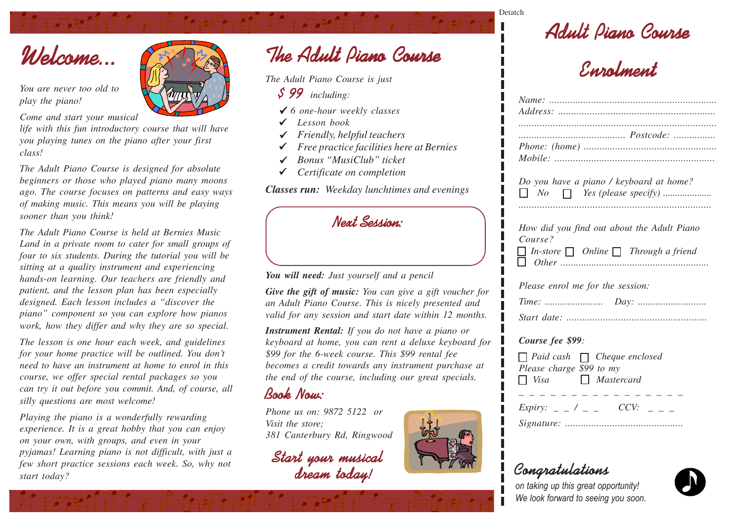# Welcome...

*You are never too old to play the piano!*

*Come and start your musical life with this fun introductory course that will have you playing tunes on the piano after your first class!*

*The Adult Piano Course is designed for absolute beginners or those who played piano many moons ago. The course focuses on patterns and easy ways of making music. This means you will be playing sooner than you think!*

*The Adult Piano Course is held at Bernies Music Land in a private room to cater for small groups of four to six students. During the tutorial you will be sitting at a quality instrument and experiencing hands-on learning. Our teachers are friendly and patient, and the lesson plan has been especially designed. Each lesson includes a "discover the piano" component so you can explore how pianos work, how they differ and why they are so special.*

*The lesson is one hour each week, and guidelines for your home practice will be outlined. You don't need to have an instrument at home to enrol in this course, we offer special rental packages so you can try it out before you commit. And, of course, all silly questions are most welcome!*

*Playing the piano is a wonderfully rewarding experience. It is a great hobby that you can enjoy on your own, with groups, and even in your pyjamas! Learning piano is not difficult, with just a few short practice sessions each week. So, why not start today?*

# The Adult Piano Course

*The Adult Piano Course is just*

*$ 99 including:*

- ✔ *6 one-hour weekly classes*
- ✔ *Lesson book*
- ✔ *Friendly, helpful teachers*
- ✔ *Free practice facilities here at Bernies*
- ✔ *Bonus "MusiClub" ticket*
- ✔ *Certificate on completion*

***Classes run:*** *Weekday lunchtimes and evenings*

## Next Session:

***You will need:*** *Just yourself and a pencil*

***Give the gift of music:*** *You can give a gift voucher for an Adult Piano Course. This is nicely presented and valid for any session and start date within 12 months.*

***Instrument Rental:*** *If you do not have a piano or keyboard at home, you can rent a deluxe keyboard for $99 for the 6-week course. This $99 rental fee becomes a credit towards any instrument purchase at the end of the course, including our great specials.*

## Book Now:

*Phone us on: 9872 5122 or*
*Visit the store;*
*381 Canterbury Rd, Ringwood*

*Start your musical dream today!*

Detatch

# Adult Piano Course Enrolment

*Name:* ................................................................
*Address:* ............................................................
..........................................................................
......................................... *Postcode:* ................
*Phone: (home)* ...................................................
*Mobile:* .............................................................

*Do you have a piano / keyboard at home?*
☐ *No* ☐ *Yes (please specify)* ....................
.........................................................................

*How did you find out about the Adult Piano Course?*
☐ *In-store* ☐ *Online* ☐ *Through a friend*
☐ *Other* .........................................................

*Please enrol me for the session:*

*Time:* ....................... *Day:* ...........................

*Start date:* ......................................................

***Course fee $99:***

☐ *Paid cash* ☐ *Cheque enclosed*
*Please charge $99 to my*
☐ *Visa* ☐ *Mastercard*

_ _ _ _ _ _ _ _ _ _ _ _ _ _ _ _

*Expiry:* _ _ / _ _ *CCV:* _ _ _

*Signature:* .............................................

## Congratulations

*on taking up this great opportunity!*
*We look forward to seeing you soon.*